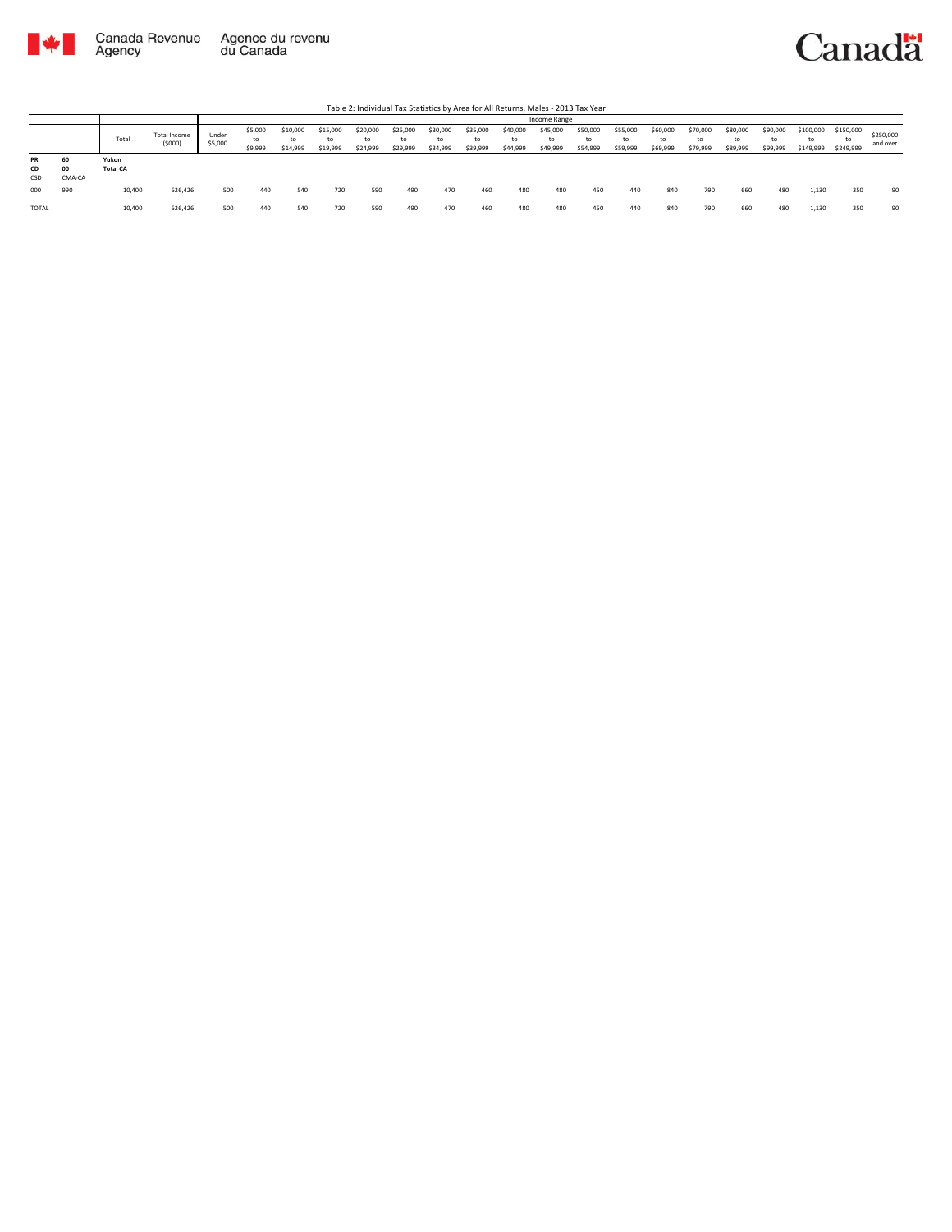Canada Revenue Agency | Agence du revenu du Canada

Canada

Table 2: Individual Tax Statistics by Area for All Returns, Males - 2013 Tax Year

| | | Total | Total Income ($000) | Income Range | | | | | | | | | | | | | | | | | | | |
|---|---|---|---|---|---|---|---|---|---|---|---|---|---|---|---|---|---|---|---|---|---|---|---|
| | | | | Under $5,000 | $5,000 to $9,999 | $10,000 to $14,999 | $15,000 to $19,999 | $20,000 to $24,999 | $25,000 to $29,999 | $30,000 to $34,999 | $35,000 to $39,999 | $40,000 to $44,999 | $45,000 to $49,999 | $50,000 to $54,999 | $55,000 to $59,999 | $60,000 to $69,999 | $70,000 to $79,999 | $80,000 to $89,999 | $90,000 to $99,999 | $100,000 to $149,999 | $150,000 to $249,999 | $250,000 and over |
| **PR** | **60** | **Yukon** | | | | | | | | | | | | | | | | | | | | | | |
| **CD** | **00** | **Total CA** | | | | | | | | | | | | | | | | | | | | | | |
| CSD | CMA-CA | | | | | | | | | | | | | | | | | | | | | | | |
| 000 | 990 | 10,400 | 626,426 | 500 | 440 | 540 | 720 | 590 | 490 | 470 | 460 | 480 | 480 | 450 | 440 | 840 | 790 | 660 | 480 | 1,130 | 350 | 90 |
| TOTAL | | 10,400 | 626,426 | 500 | 440 | 540 | 720 | 590 | 490 | 470 | 460 | 480 | 480 | 450 | 440 | 840 | 790 | 660 | 480 | 1,130 | 350 | 90 |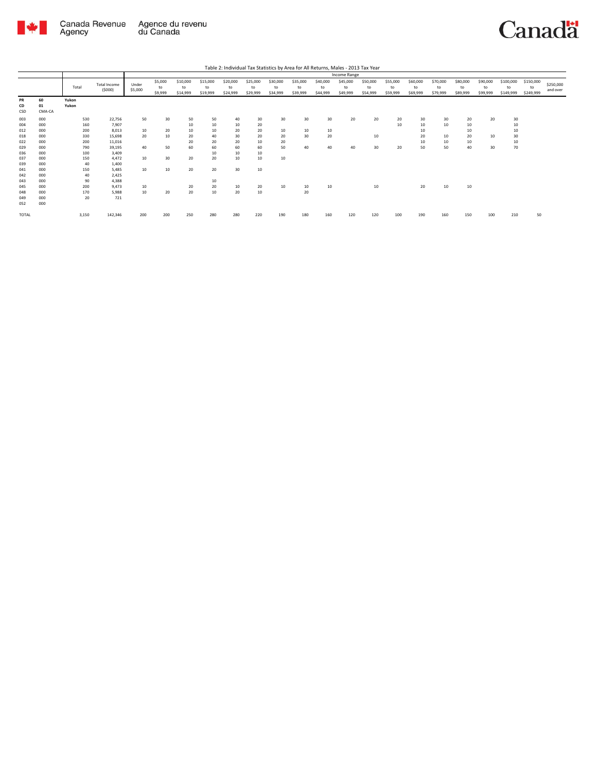Table 2: Individual Tax Statistics by Area for All Returns, Males - 2013 Tax Year

| | | Total | Total Income ($000) | Income Range | | | | | | | | | | | | | | | | | | |
|---|---|---|---|---|---|---|---|---|---|---|---|---|---|---|---|---|---|---|---|---|---|---|
| | | | | Under $5,000 | $5,000 to $9,999 | $10,000 to $14,999 | $15,000 to $19,999 | $20,000 to $24,999 | $25,000 to $29,999 | $30,000 to $34,999 | $35,000 to $39,999 | $40,000 to $44,999 | $45,000 to $49,999 | $50,000 to $54,999 | $55,000 to $59,999 | $60,000 to $69,999 | $70,000 to $79,999 | $80,000 to $89,999 | $90,000 to $99,999 | $100,000 to $149,999 | $150,000 to $249,999 | $250,000 and over |
| **PR** | **60** | **Yukon** | | | | | | | | | | | | | | | | | | | | |
| **CD** | **01** | **Yukon** | | | | | | | | | | | | | | | | | | | | |
| **CSD** | **CMA-CA** | | | | | | | | | | | | | | | | | | | | | |
| 003 | 000 | 530 | 22,756 | 50 | 30 | 50 | 50 | 40 | 30 | 30 | 30 | 30 | 20 | 20 | 20 | 30 | 30 | 20 | 20 | 30 | | |
| 004 | 000 | 160 | 7,907 | | | 10 | 10 | 10 | 20 | | | | | | 10 | 10 | 10 | 10 | | 10 | | |
| 012 | 000 | 200 | 8,013 | 10 | 20 | 10 | 10 | 20 | 20 | 10 | 10 | 10 | | | | 10 | | 10 | | 10 | | |
| 018 | 000 | 330 | 15,698 | 20 | 10 | 20 | 40 | 30 | 20 | 20 | 30 | 20 | | 10 | | 20 | 10 | 20 | 10 | 30 | | |
| 022 | 000 | 200 | 11,016 | | | 20 | 20 | 20 | 10 | 20 | | | | | | 10 | 10 | 10 | | 10 | | |
| 029 | 000 | 790 | 39,195 | 40 | 50 | 60 | 60 | 60 | 60 | 50 | 40 | 40 | 40 | 30 | 20 | 50 | 50 | 40 | 30 | 70 | | |
| 036 | 000 | 100 | 3,409 | | | | 10 | 10 | 10 | | | | | | | | | | | | | |
| 037 | 000 | 150 | 4,472 | 10 | 30 | 20 | 20 | 10 | 10 | 10 | | | | | | | | | | | | |
| 039 | 000 | 40 | 1,400 | | | | | | | | | | | | | | | | | | | |
| 041 | 000 | 150 | 5,485 | 10 | 10 | 20 | 20 | 30 | 10 | | | | | | | | | | | | | |
| 042 | 000 | 40 | 2,425 | | | | | | | | | | | | | | | | | | | |
| 043 | 000 | 90 | 4,388 | | | | 10 | | | | | | | | | | | | | | | |
| 045 | 000 | 200 | 9,473 | 10 | | 20 | 20 | 10 | 20 | 10 | 10 | 10 | | 10 | | 20 | 10 | 10 | | | | |
| 048 | 000 | 170 | 5,988 | 10 | 20 | 20 | 10 | 20 | 10 | | 20 | | | | | | | | | | | |
| 049 | 000 | 20 | 721 | | | | | | | | | | | | | | | | | | | |
| 052 | 000 | | | | | | | | | | | | | | | | | | | | | |
| TOTAL | | 3,150 | 142,346 | 200 | 200 | 250 | 280 | 280 | 220 | 190 | 180 | 160 | 120 | 120 | 100 | 190 | 160 | 150 | 100 | 210 | 50 | |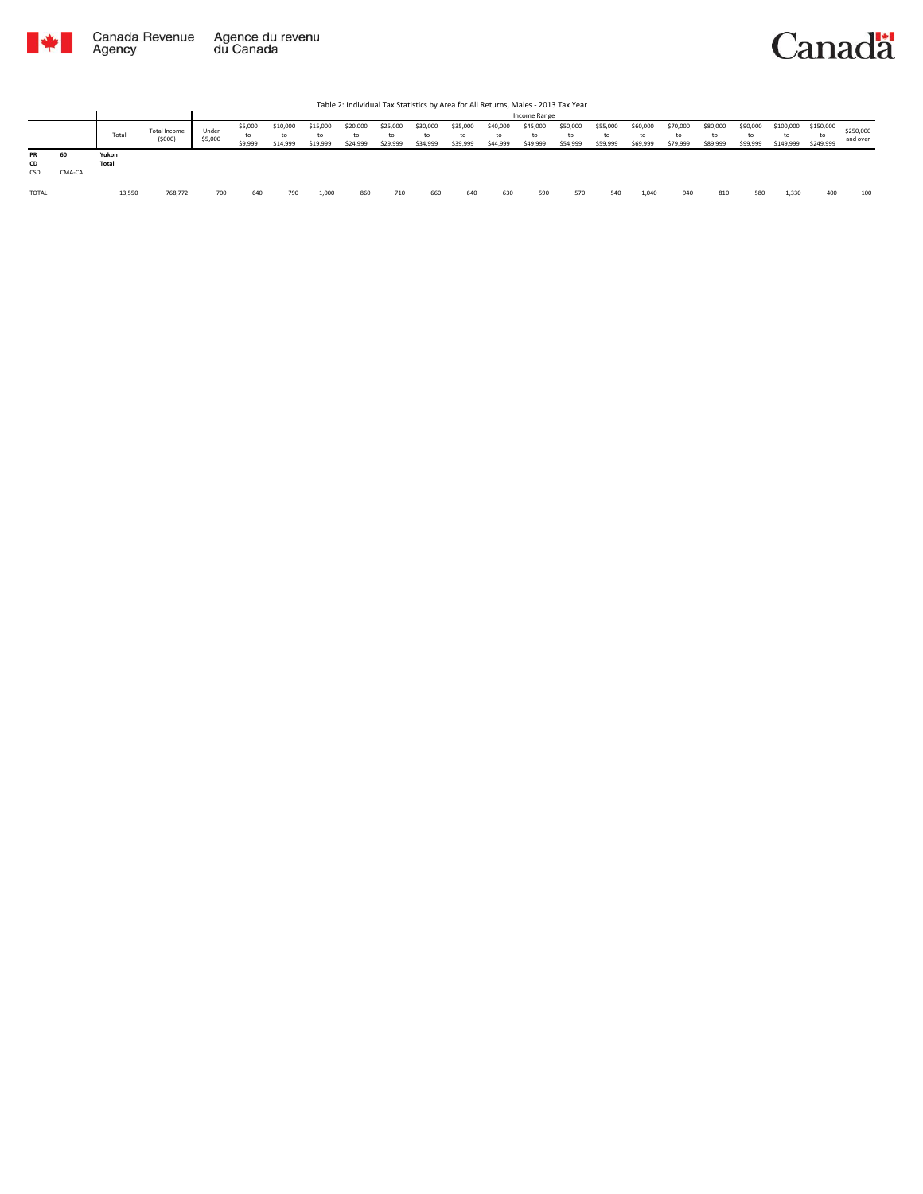Table 2: Individual Tax Statistics by Area for All Returns, Males - 2013 Tax Year

| | | Total | Total Income ($000) | Income Range | | | | | | | | | | | | | | | | | | | |
|---|---|---|---|---|---|---|---|---|---|---|---|---|---|---|---|---|---|---|---|---|---|---|---|
| | | | | Under $5,000 | $5,000 to $9,999 | $10,000 to $14,999 | $15,000 to $19,999 | $20,000 to $24,999 | $25,000 to $29,999 | $30,000 to $34,999 | $35,000 to $39,999 | $40,000 to $44,999 | $45,000 to $49,999 | $50,000 to $54,999 | $55,000 to $59,999 | $60,000 to $69,999 | $70,000 to $79,999 | $80,000 to $89,999 | $90,000 to $99,999 | $100,000 to $149,999 | $150,000 to $249,999 | $250,000 and over |
| PR<br>CD<br>CSD | 60<br><br>CMA-CA | Yukon<br>Total | | | | | | | | | | | | | | | | | | | | |
| TOTAL | | 13,550 | 768,772 | 700 | 640 | 790 | 1,000 | 860 | 710 | 660 | 640 | 630 | 590 | 570 | 540 | 1,040 | 940 | 810 | 580 | 1,330 | 400 | 100 |